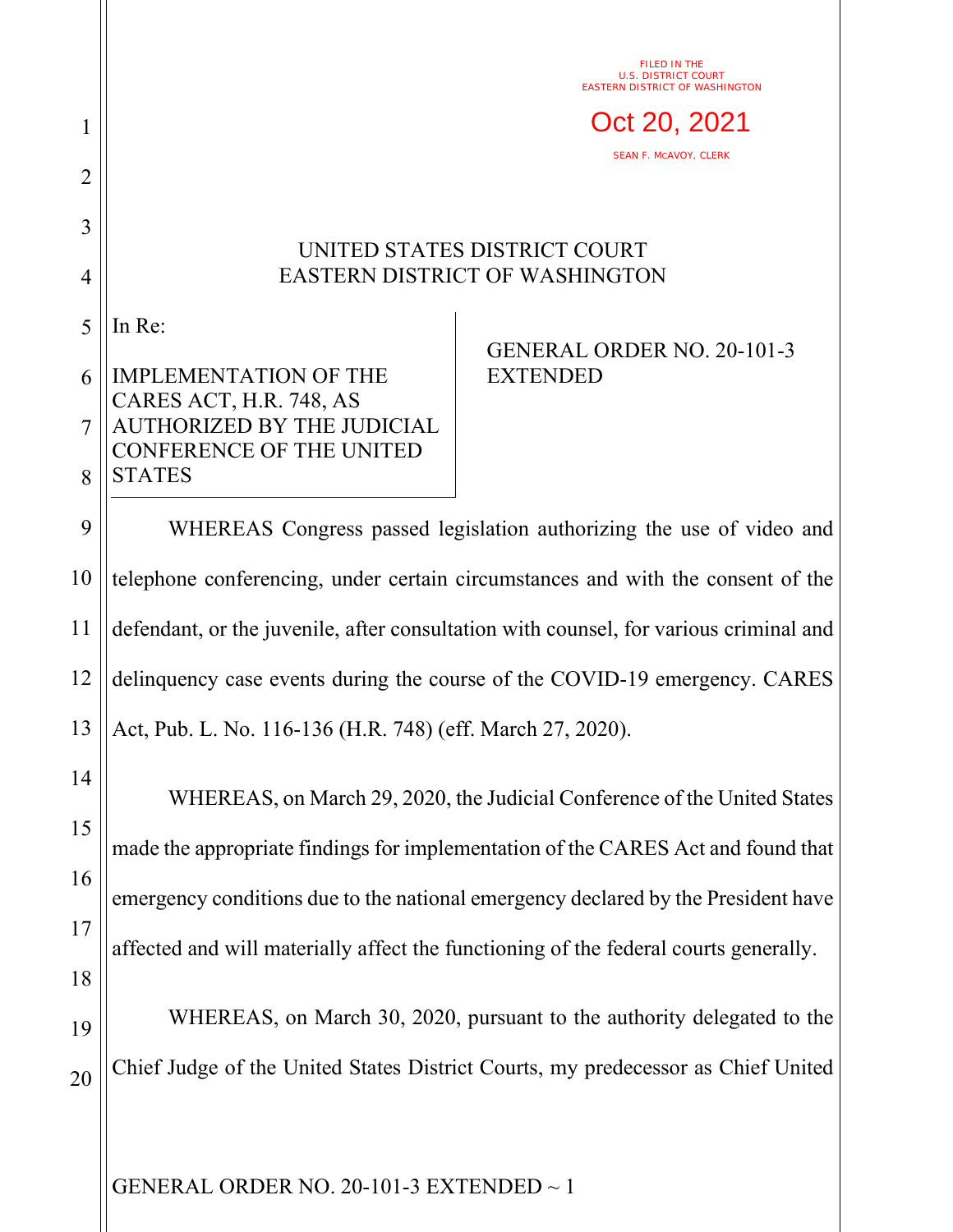FILED IN THE
U.S. DISTRICT COURT
EASTERN DISTRICT OF WASHINGTON

Oct 20, 2021

SEAN F. MCAVOY, CLERK

UNITED STATES DISTRICT COURT
EASTERN DISTRICT OF WASHINGTON

| In Re: IMPLEMENTATION OF THE CARES ACT, H.R. 748, AS AUTHORIZED BY THE JUDICIAL CONFERENCE OF THE UNITED STATES | GENERAL ORDER NO. 20-101-3 EXTENDED |
| --- | --- |

WHEREAS Congress passed legislation authorizing the use of video and telephone conferencing, under certain circumstances and with the consent of the defendant, or the juvenile, after consultation with counsel, for various criminal and delinquency case events during the course of the COVID-19 emergency. CARES Act, Pub. L. No. 116-136 (H.R. 748) (eff. March 27, 2020).

WHEREAS, on March 29, 2020, the Judicial Conference of the United States made the appropriate findings for implementation of the CARES Act and found that emergency conditions due to the national emergency declared by the President have affected and will materially affect the functioning of the federal courts generally.

WHEREAS, on March 30, 2020, pursuant to the authority delegated to the Chief Judge of the United States District Courts, my predecessor as Chief United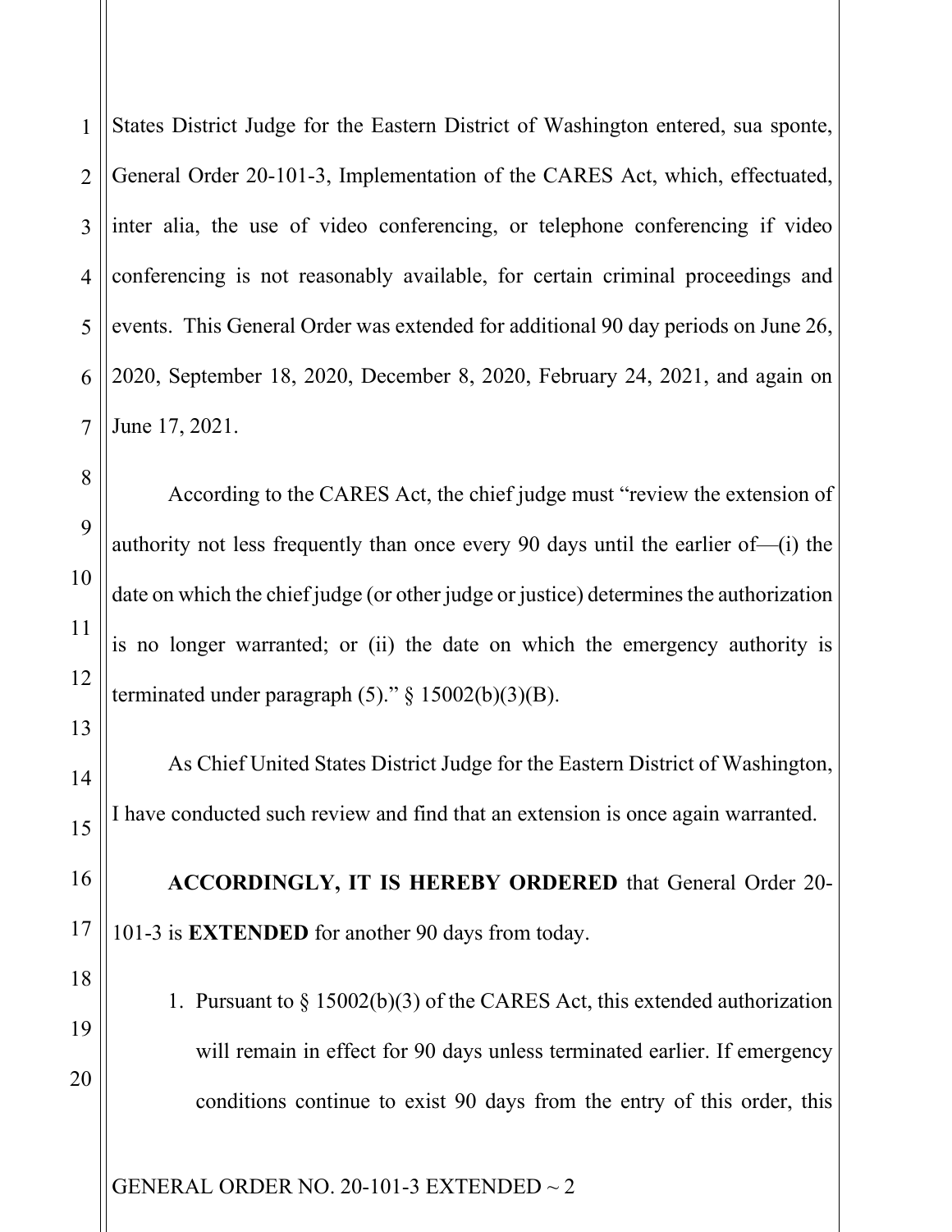States District Judge for the Eastern District of Washington entered, sua sponte, General Order 20-101-3, Implementation of the CARES Act, which, effectuated, inter alia, the use of video conferencing, or telephone conferencing if video conferencing is not reasonably available, for certain criminal proceedings and events. This General Order was extended for additional 90 day periods on June 26, 2020, September 18, 2020, December 8, 2020, February 24, 2021, and again on June 17, 2021.

According to the CARES Act, the chief judge must "review the extension of authority not less frequently than once every 90 days until the earlier of—(i) the date on which the chief judge (or other judge or justice) determines the authorization is no longer warranted; or (ii) the date on which the emergency authority is terminated under paragraph (5)." § 15002(b)(3)(B).

As Chief United States District Judge for the Eastern District of Washington, I have conducted such review and find that an extension is once again warranted.

**ACCORDINGLY, IT IS HEREBY ORDERED** that General Order 20-101-3 is **EXTENDED** for another 90 days from today.

1. Pursuant to § 15002(b)(3) of the CARES Act, this extended authorization will remain in effect for 90 days unless terminated earlier. If emergency conditions continue to exist 90 days from the entry of this order, this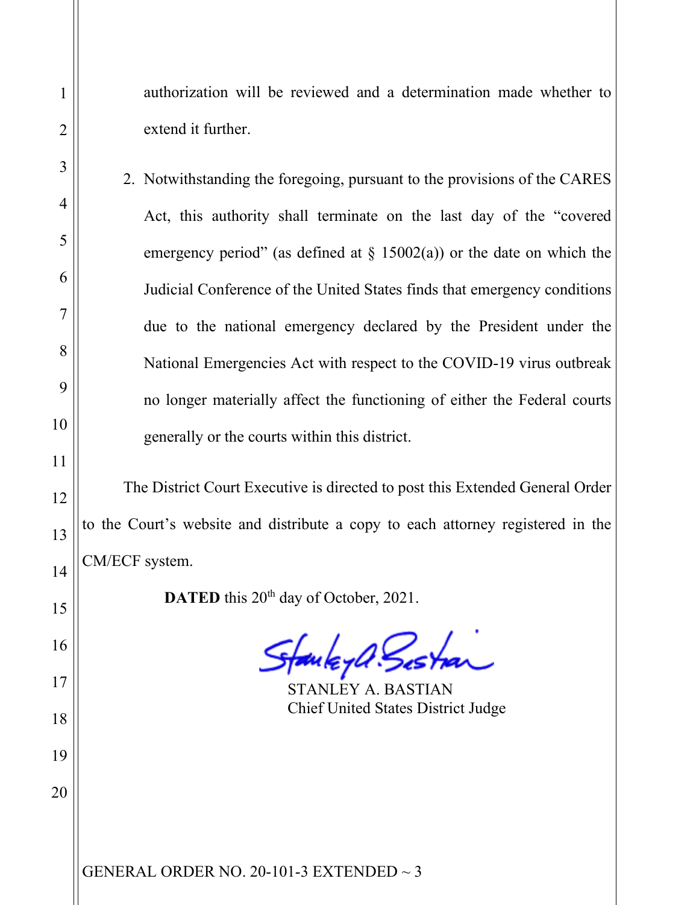authorization will be reviewed and a determination made whether to extend it further.

2. Notwithstanding the foregoing, pursuant to the provisions of the CARES Act, this authority shall terminate on the last day of the "covered emergency period" (as defined at § 15002(a)) or the date on which the Judicial Conference of the United States finds that emergency conditions due to the national emergency declared by the President under the National Emergencies Act with respect to the COVID-19 virus outbreak no longer materially affect the functioning of either the Federal courts generally or the courts within this district.

The District Court Executive is directed to post this Extended General Order to the Court's website and distribute a copy to each attorney registered in the CM/ECF system.

**DATED** this 20th day of October, 2021.

STANLEY A. BASTIAN
Chief United States District Judge